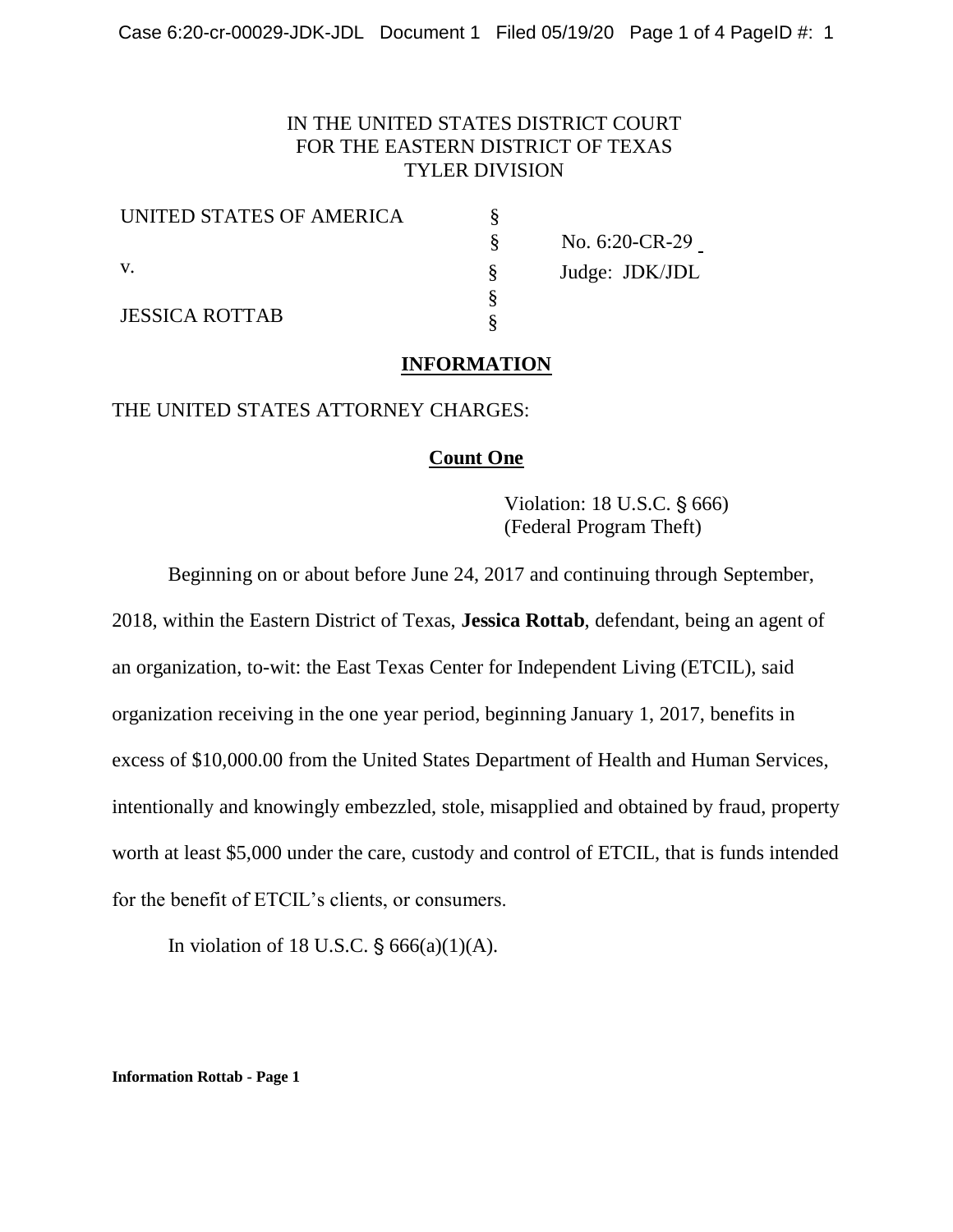IN THE UNITED STATES DISTRICT COURT
FOR THE EASTERN DISTRICT OF TEXAS
TYLER DIVISION

| | | |
|---|---|---|
| UNITED STATES OF AMERICA | § | |
| | § | No. 6:20-CR-29 |
| v. | § | Judge: JDK/JDL |
| | § | |
| JESSICA ROTTAB | § | |

## INFORMATION

THE UNITED STATES ATTORNEY CHARGES:

### Count One

Violation: 18 U.S.C. § 666)
(Federal Program Theft)

Beginning on or about before June 24, 2017 and continuing through September, 2018, within the Eastern District of Texas, **Jessica Rottab**, defendant, being an agent of an organization, to-wit: the East Texas Center for Independent Living (ETCIL), said organization receiving in the one year period, beginning January 1, 2017, benefits in excess of $10,000.00 from the United States Department of Health and Human Services, intentionally and knowingly embezzled, stole, misapplied and obtained by fraud, property worth at least $5,000 under the care, custody and control of ETCIL, that is funds intended for the benefit of ETCIL's clients, or consumers.

In violation of 18 U.S.C. § 666(a)(1)(A).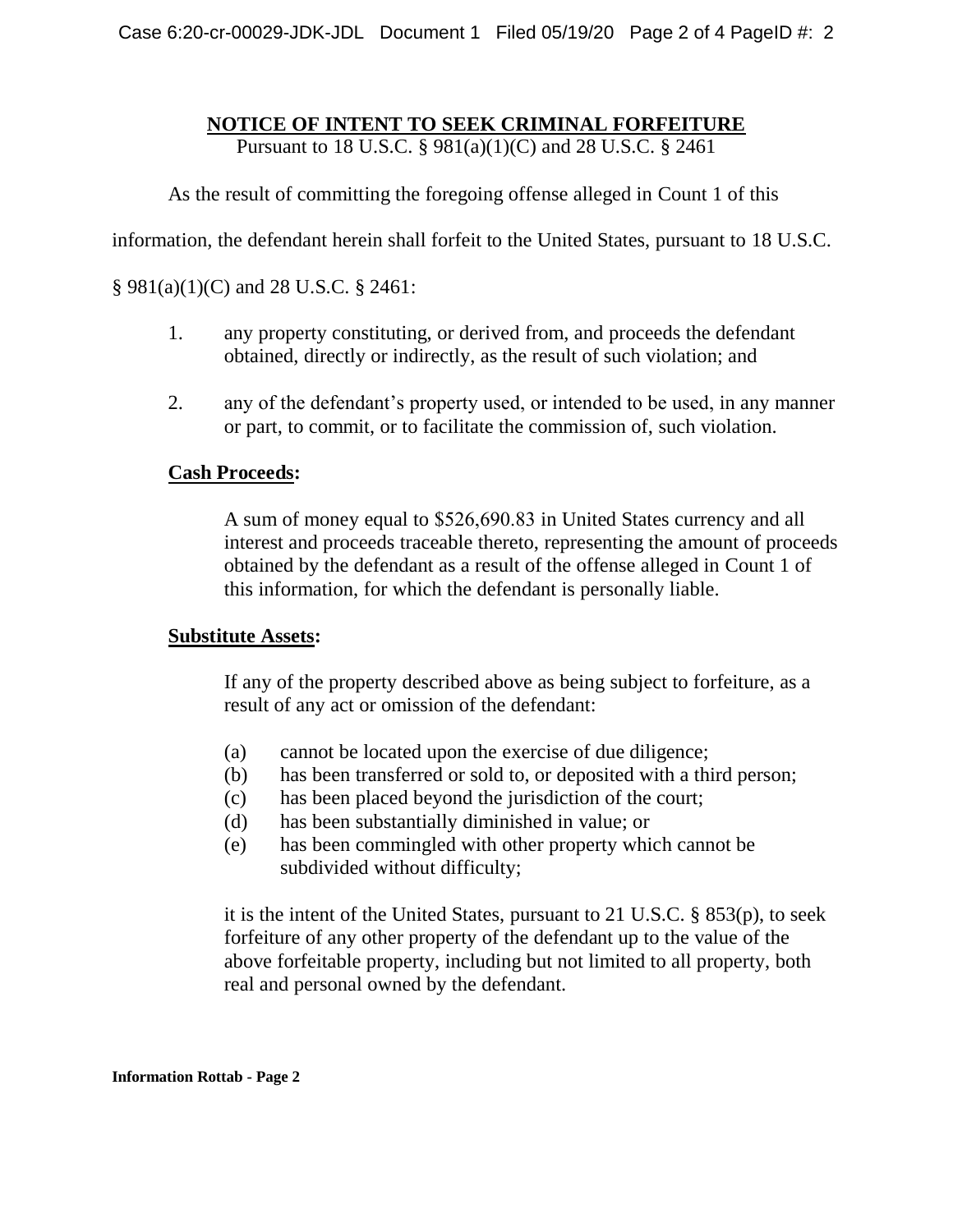## NOTICE OF INTENT TO SEEK CRIMINAL FORFEITURE

Pursuant to 18 U.S.C. § 981(a)(1)(C) and 28 U.S.C. § 2461

As the result of committing the foregoing offense alleged in Count 1 of this information, the defendant herein shall forfeit to the United States, pursuant to 18 U.S.C. § 981(a)(1)(C) and 28 U.S.C. § 2461:

1. any property constituting, or derived from, and proceeds the defendant obtained, directly or indirectly, as the result of such violation; and

2. any of the defendant's property used, or intended to be used, in any manner or part, to commit, or to facilitate the commission of, such violation.

**Cash Proceeds:**

A sum of money equal to $526,690.83 in United States currency and all interest and proceeds traceable thereto, representing the amount of proceeds obtained by the defendant as a result of the offense alleged in Count 1 of this information, for which the defendant is personally liable.

**Substitute Assets:**

If any of the property described above as being subject to forfeiture, as a result of any act or omission of the defendant:

(a) cannot be located upon the exercise of due diligence;
(b) has been transferred or sold to, or deposited with a third person;
(c) has been placed beyond the jurisdiction of the court;
(d) has been substantially diminished in value; or
(e) has been commingled with other property which cannot be subdivided without difficulty;

it is the intent of the United States, pursuant to 21 U.S.C. § 853(p), to seek forfeiture of any other property of the defendant up to the value of the above forfeitable property, including but not limited to all property, both real and personal owned by the defendant.

**Information Rottab - Page 2**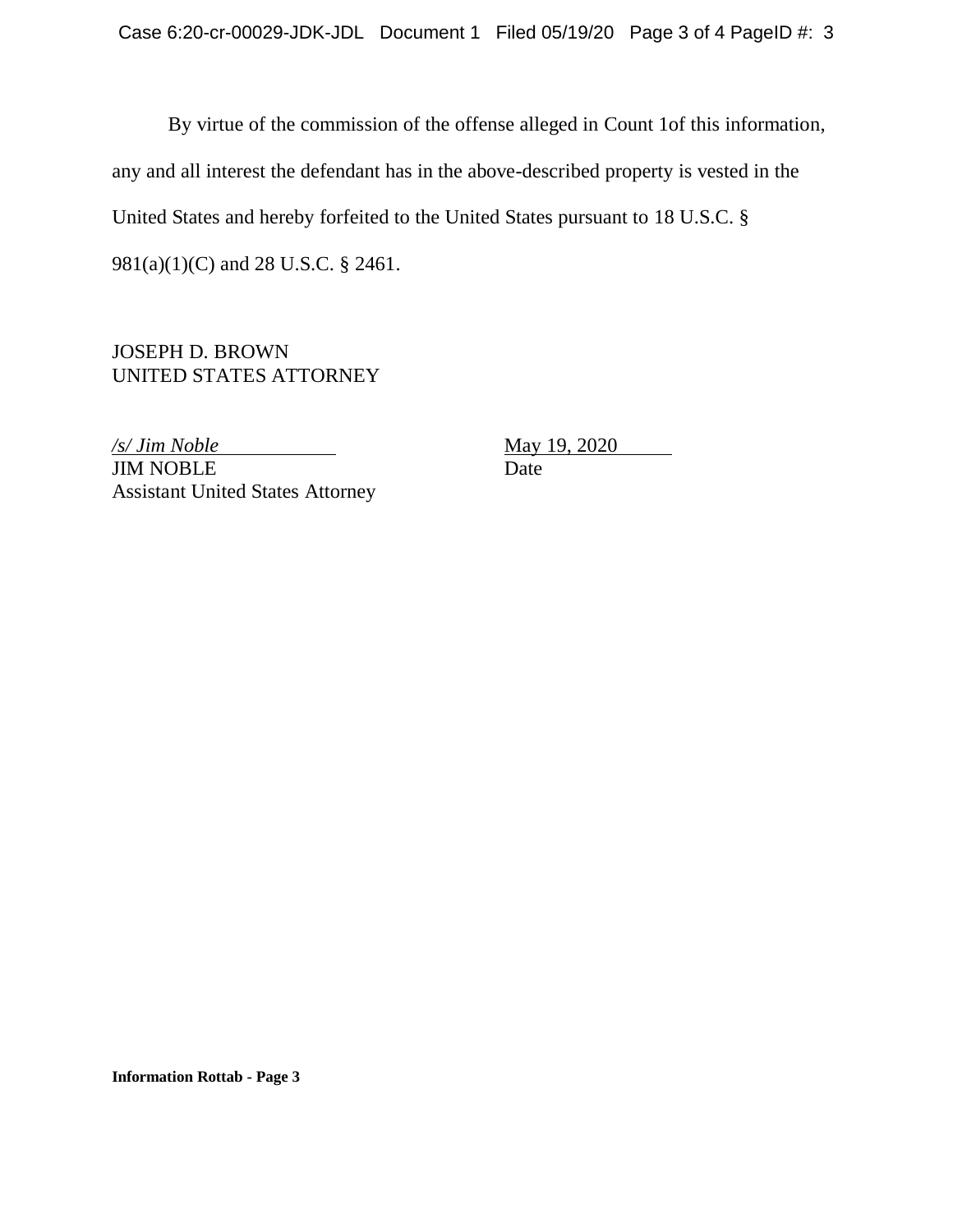By virtue of the commission of the offense alleged in Count 1of this information, any and all interest the defendant has in the above-described property is vested in the United States and hereby forfeited to the United States pursuant to 18 U.S.C. § 981(a)(1)(C) and 28 U.S.C. § 2461.

JOSEPH D. BROWN
UNITED STATES ATTORNEY

*/s/ Jim Noble*
JIM NOBLE
Assistant United States Attorney

May 19, 2020
Date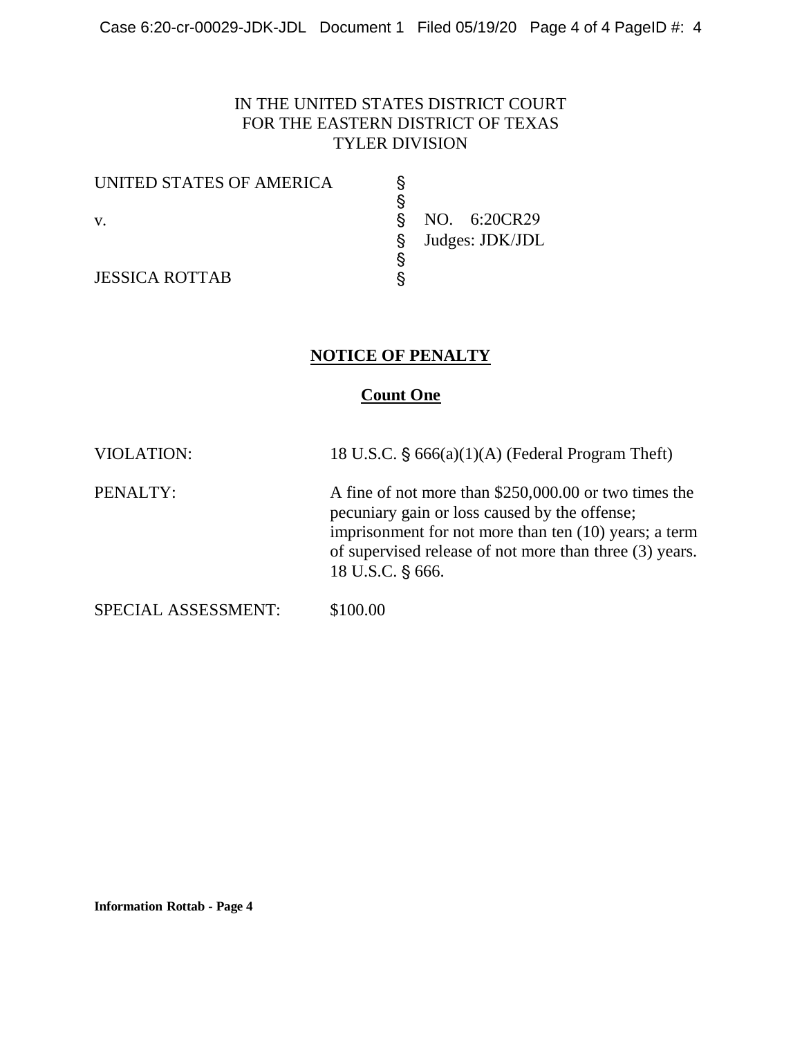IN THE UNITED STATES DISTRICT COURT
FOR THE EASTERN DISTRICT OF TEXAS
TYLER DIVISION

| | | |
|---|---|---|
| UNITED STATES OF AMERICA | § | |
| | § | |
| v. | § | NO. 6:20CR29 |
| | § | Judges: JDK/JDL |
| | § | |
| JESSICA ROTTAB | § | |

## NOTICE OF PENALTY

### Count One

| | |
|---|---|
| VIOLATION: | 18 U.S.C. § 666(a)(1)(A) (Federal Program Theft) |
| PENALTY: | A fine of not more than $250,000.00 or two times the pecuniary gain or loss caused by the offense; imprisonment for not more than ten (10) years; a term of supervised release of not more than three (3) years. 18 U.S.C. § 666. |
| SPECIAL ASSESSMENT: | $100.00 |

**Information Rottab - Page 4**